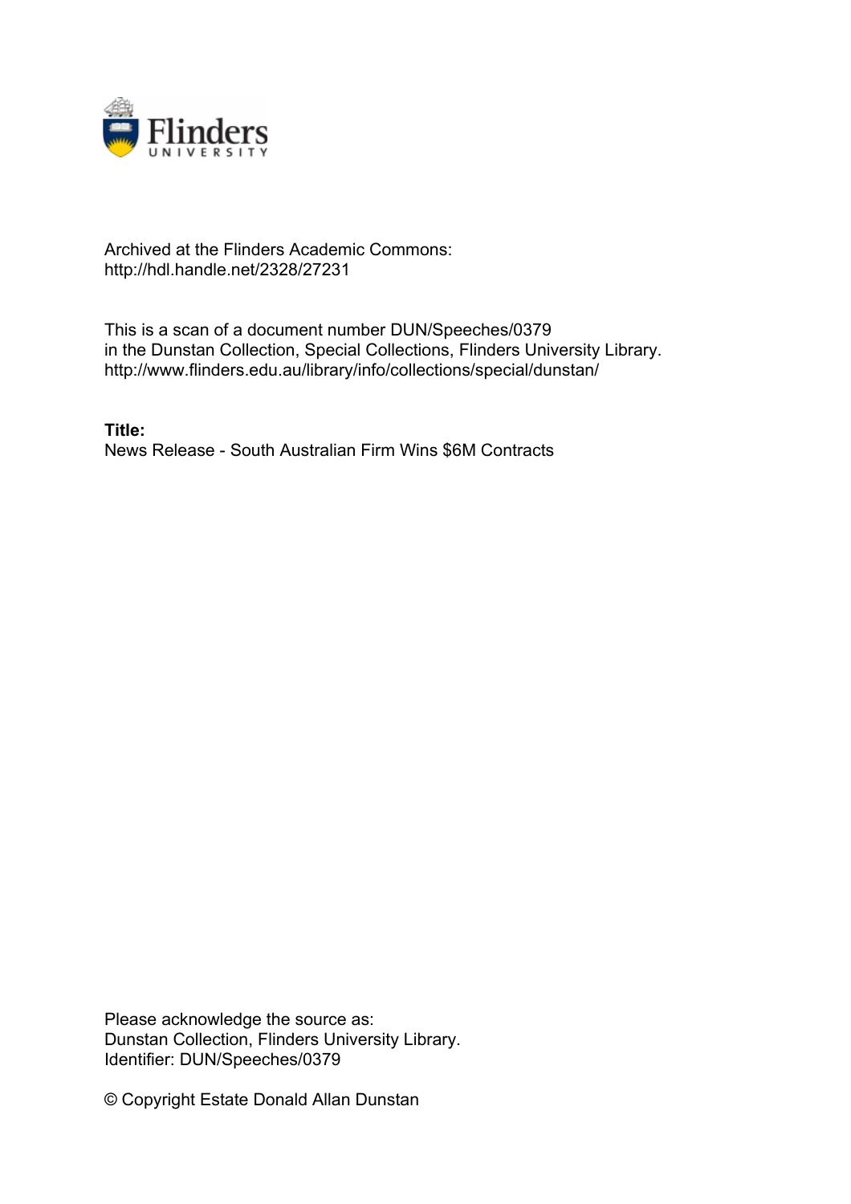Archived at the Flinders Academic Commons:
http://hdl.handle.net/2328/27231

This is a scan of a document number DUN/Speeches/0379
in the Dunstan Collection, Special Collections, Flinders University Library.
http://www.flinders.edu.au/library/info/collections/special/dunstan/

**Title:**
News Release - South Australian Firm Wins $6M Contracts

Please acknowledge the source as:
Dunstan Collection, Flinders University Library.
Identifier: DUN/Speeches/0379

© Copyright Estate Donald Allan Dunstan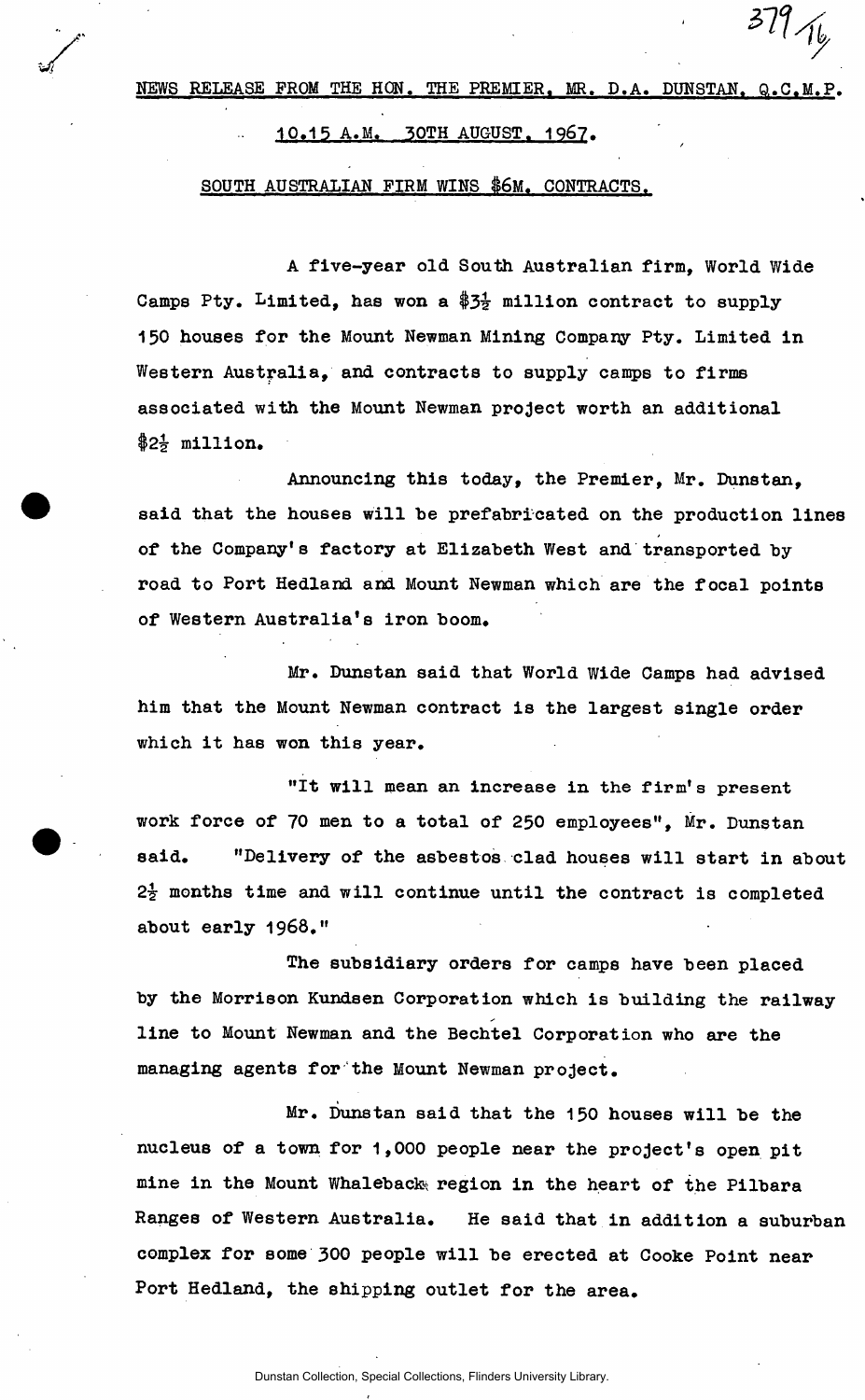NEWS RELEASE FROM THE HON. THE PREMIER, MR. D.A. DUNSTAN, Q.C.M.P.

10.15 A.M. 30TH AUGUST, 1967.

SOUTH AUSTRALIAN FIRM WINS $6M. CONTRACTS.

A five-year old South Australian firm, World Wide Camps Pty. Limited, has won a $3½ million contract to supply 150 houses for the Mount Newman Mining Company Pty. Limited in Western Australia, and contracts to supply camps to firms associated with the Mount Newman project worth an additional $2½ million.

Announcing this today, the Premier, Mr. Dunstan, said that the houses will be prefabricated on the production lines of the Company's factory at Elizabeth West and transported by road to Port Hedland and Mount Newman which are the focal points of Western Australia's iron boom.

Mr. Dunstan said that World Wide Camps had advised him that the Mount Newman contract is the largest single order which it has won this year.

"It will mean an increase in the firm's present work force of 70 men to a total of 250 employees", Mr. Dunstan said. "Delivery of the asbestos clad houses will start in about 2½ months time and will continue until the contract is completed about early 1968."

The subsidiary orders for camps have been placed by the Morrison Kundsen Corporation which is building the railway line to Mount Newman and the Bechtel Corporation who are the managing agents for the Mount Newman project.

Mr. Dunstan said that the 150 houses will be the nucleus of a town for 1,000 people near the project's open pit mine in the Mount Whaleback region in the heart of the Pilbara Ranges of Western Australia. He said that in addition a suburban complex for some 300 people will be erected at Cooke Point near Port Hedland, the shipping outlet for the area.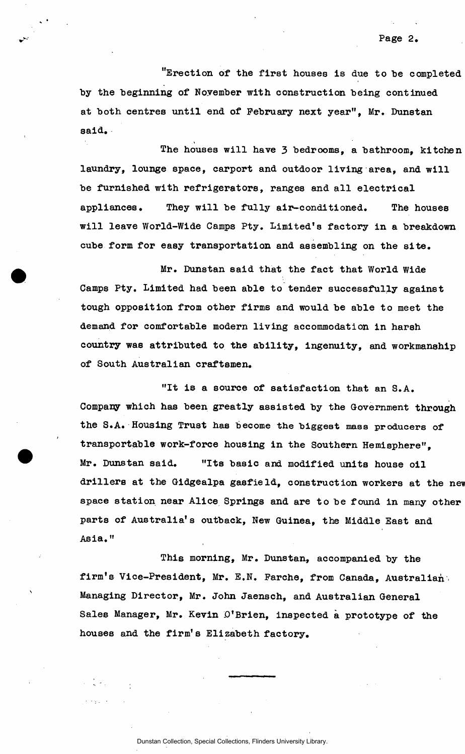"Erection of the first houses is due to be completed by the beginning of November with construction being continued at both centres until end of February next year", Mr. Dunstan said.

The houses will have 3 bedrooms, a bathroom, kitchen laundry, lounge space, carport and outdoor living area, and will be furnished with refrigerators, ranges and all electrical appliances. They will be fully air-conditioned. The houses will leave World-Wide Camps Pty. Limited's factory in a breakdown cube form for easy transportation and assembling on the site.

Mr. Dunstan said that the fact that World Wide Camps Pty. Limited had been able to tender successfully against tough opposition from other firms and would be able to meet the demand for comfortable modern living accommodation in harsh country was attributed to the ability, ingenuity, and workmanship of South Australian craftsmen.

"It is a source of satisfaction that an S.A. Company which has been greatly assisted by the Government through the S.A. Housing Trust has become the biggest mass producers of transportable work-force housing in the Southern Hemisphere", Mr. Dunstan said. "Its basic and modified units house oil drillers at the Gidgealpa gasfield, construction workers at the new space station near Alice Springs and are to be found in many other parts of Australia's outback, New Guinea, the Middle East and Asia."

This morning, Mr. Dunstan, accompanied by the firm's Vice-President, Mr. E.N. Farche, from Canada, Australian Managing Director, Mr. John Jaensch, and Australian General Sales Manager, Mr. Kevin O'Brien, inspected a prototype of the houses and the firm's Elizabeth factory.

---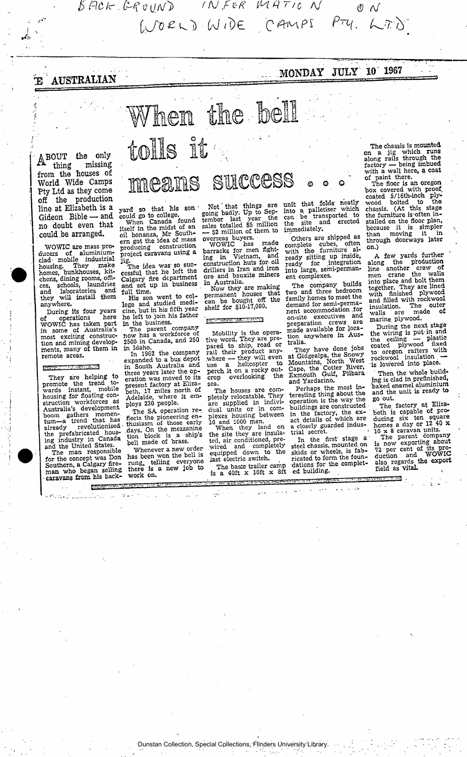BACKGROUND INFORMATION ON (WORLD WIDE CAMPS PTY. LTD.)

THE AUSTRALIAN — MONDAY JULY 10 1967

# When the bell tolls it means success . . .

ABOUT the only thing missing from the houses of World Wide Camps Pty Ltd as they come off the production line at Elizabeth is a Gideon Bible — and no doubt even that could be arranged.

WOWIC are mass producers of aluminium-clad mobile industrial housing. They make homes, bunkhouses, kitchens, dining rooms, offices, schools, laundries and laboratories and they will install them anywhere.

During its four years of operations here WOWIC has taken part in some of Australia's most exciting construction and mining developments, many of them in remote areas.

They are helping to promote the trend towards instant, mobile housing for floating construction workforces as Australia's development boom gathers momentum—a trend that has already revolutionised the prefabricated housing industry in Canada and the United States.

The man responsible for the concept was Don Southern, a Calgary fireman who began selling caravans from his backyard so that his son could go to college.

When Canada found itself in the midst of an oil bonanza, Mr Southern got the idea of mass producing construction project caravans using a jig.

The idea was so successful that he left the Calgary fire department and set up in business full time.

His son went to college and studied medicine, but in his fifth year he left to join his father in the business.

The parent company now has a workforce of 2500 in Canada, and 250 in Idaho.

In 1962 the company expanded to a bus depot in South Australia and three years later the operation was moved to its present factory at Elizabeth, 17 miles north of Adelaide, where it employs 230 people.

The SA operation reflects the pioneering enthusiasm of those early days. On the mezzanine section block is a ship's bell made of brass.

Whenever a new order has been won the bell is rung, telling everyone there is a new job to work on.

Not that things are going badly. Up to September last year the sales totalled $5 million — $2 million of them to overseas buyers.

WOWIC has made barracks for men fighting in Vietnam, and construction huts for oil drillers in Iran and iron ore and bauxite miners in Australia.

Now they are making permanent houses that can be bought off the shelf for $10-17,000.

Mobility is the operative word. They are prepared to ship, road or rail their product anywhere — they will even use a helicopter to perch it on a rocky outcrop overlooking the sea.

The houses are completely relocatable. They are supplied in individual units or in complexes housing between 10 and 1000 men.

When they land on the site they are insulated, air conditioned, prewired and completely equipped down to the last electric switch.

The basic trailer camp is a 40ft x 10ft x 8ft unit that folds neatly into a palletiser which can be transported to the site and erected immediately.

Others are shipped as complete cubes, often with the furniture already sitting up inside, ready for integration into large, semi-permanent complexes.

The company builds two and three bedroom family homes to meet the demand for semi-permanent accommodation for on-site executives and preparation crews are made available for location anywhere in Australia.

They have done jobs at Gidgealpa, the Snowy Mountains, North West Cape, the Cotter River, Exmouth Gulf, Pilbara and Yardarino.

Perhaps the most interesting thing about the operation is the way the buildings are constructed in the factory, the exact details of which are a closely guarded industrial secret.

In the first stage a steel chassis, mounted on skids or wheels, is fabricated to form the foundations for the completed building.

The chassis is mounted on a jig which runs along rails through the factory — being imbued with a wall here, a coat of paint there.

The floor is an oregon box covered with proof coated 5/16th-inch plywood bolted to the chassis. (At this stage the furniture is often installed on the floor plan, because it is simpler than moving it in through doorways later on.)

A few yards further along the production line another crew of men crane the walls into place and bolt them together. They are lined with finished plywood and filled with rockwool insulation. The outer walls are made of marine plywood.

During the next stage the wiring is put in and the ceiling — plastic coated plywood fixed to oregon rafters with rockwool insulation — is lowered into place.

Then the whole building is clad in prefinished, baked enamel aluminium and the unit is ready to go out.

The factory at Elizabeth is capable of producing six ten square homes a day or 12 40 x 10 x 8 caravan units.

The parent company is now exporting about 72 per cent of its production and WOWIC also regards the export field as vital.

Dunstan Collection, Special Collections, Flinders University Library.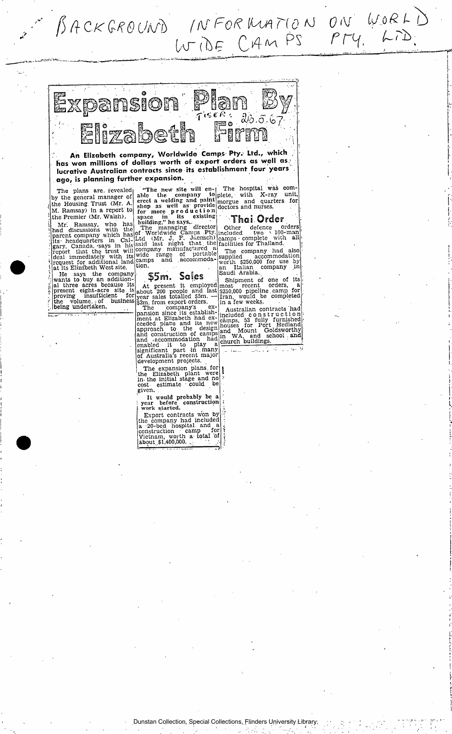BACKGROUND INFORMATION ON WORLD WIDE CAMPS PTY. LTD.

# Expansion Plan By Elizabeth Firm

TISER: 25.5.67

**An Elizabeth company, Worldwide Camps Pty. Ltd., which has won millions of dollars worth of export orders as well as lucrative Australian contracts since its establishment four years ago, is planning further expansion.**

The plans are revealed by the general manager of the Housing Trust (Mr. A. M. Ramsay) in a report to the Premier (Mr. Walsh).

Mr. Ramsay, who has had discussions with the parent company which has its headquarters in Calgary, Canada, says in his report that the trust will deal immediately with its request for additional land at its Elizabeth West site.

He says the company wants to buy an additional three acres because its present eight-acre site is proving insufficient for the volume of business being undertaken.

"The new site will enable the company to erect a welding and paint shop as well as provide for more production space in its existing building," he says.

The managing director of Worldwide Camps Pty. Ltd (Mr. J. F. Jaensch) said last night that the company manufactured a wide range of portable camps and accommodation.

## $5m. Sales

At present it employed about 200 people and last year sales totalled $5m. — $2m. from export orders.

The company's expansion since its establishment at Elizabeth had exceeded plans and its new approach to the design and construction of camps and accommodation had enabled it to play a significant part in many of Australia's recent major development projects.

The expansion plans for the Elizabeth plant were in the initial stage and no cost estimate could be given.

It would probably be a year before construction work started.

Export contracts won by the company had included a 20-bed hospital and a construction camp for Vietnam, worth a total of about $1,400,000.

The hospital was complete, with X-ray unit, morgue and quarters for doctors and nurses.

## Thai Order

Other defence orders included two 100-man camps complete with all facilities for Thailand.

The company had also supplied accommodation worth $250,000 for use by an Italian company in Saudi Arabia.

Shipment of one of its most recent orders, a $250,000 pipeline camp for Iran, would be completed in a few weeks.

Australian contracts had included construction camps, 53 fully furnished houses for Port Hedland and Mount Goldsworthy in WA, and school and church buildings.

Dunstan Collection, Special Collections, Flinders University Library.